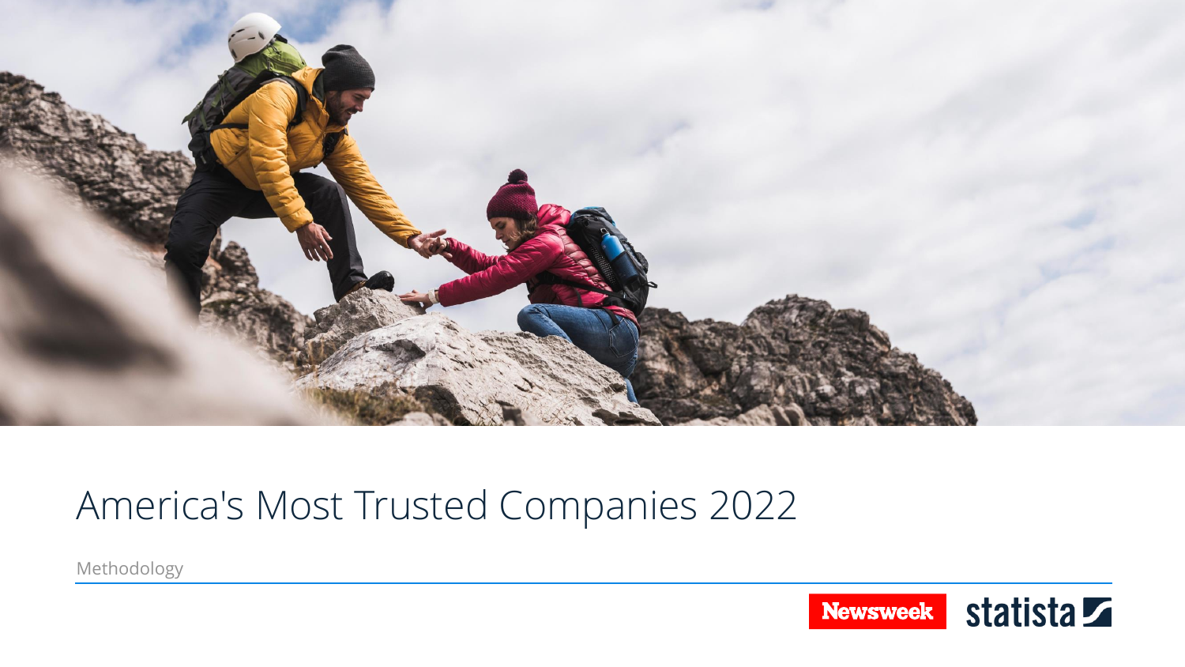# America's Most Trusted Companies 2022

Methodology

Newsweek statista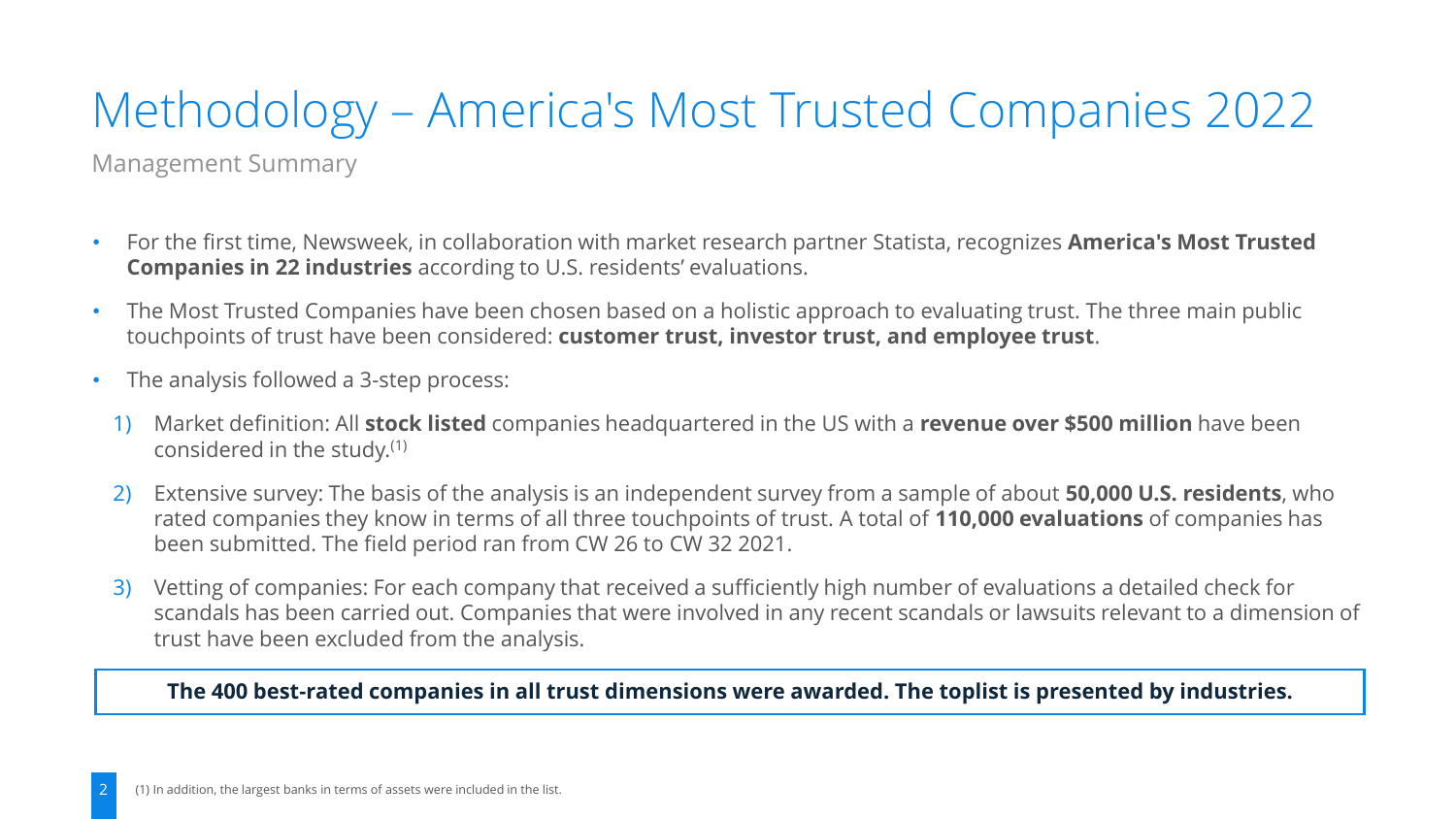# Methodology – America's Most Trusted Companies 2022

Management Summary

- For the first time, Newsweek, in collaboration with market research partner Statista, recognizes **America's Most Trusted Companies in 22 industries** according to U.S. residents' evaluations.
- The Most Trusted Companies have been chosen based on a holistic approach to evaluating trust. The three main public touchpoints of trust have been considered: **customer trust, investor trust, and employee trust**.
- The analysis followed a 3-step process:

1) Market definition: All **stock listed** companies headquartered in the US with a **revenue over $500 million** have been considered in the study.[1]
2) Extensive survey: The basis of the analysis is an independent survey from a sample of about **50,000 U.S. residents**, who rated companies they know in terms of all three touchpoints of trust. A total of **110,000 evaluations** of companies has been submitted. The field period ran from CW 26 to CW 32 2021.
3) Vetting of companies: For each company that received a sufficiently high number of evaluations a detailed check for scandals has been carried out. Companies that were involved in any recent scandals or lawsuits relevant to a dimension of trust have been excluded from the analysis.

**The 400 best-rated companies in all trust dimensions were awarded. The toplist is presented by industries.**

(1) In addition, the largest banks in terms of assets were included in the list.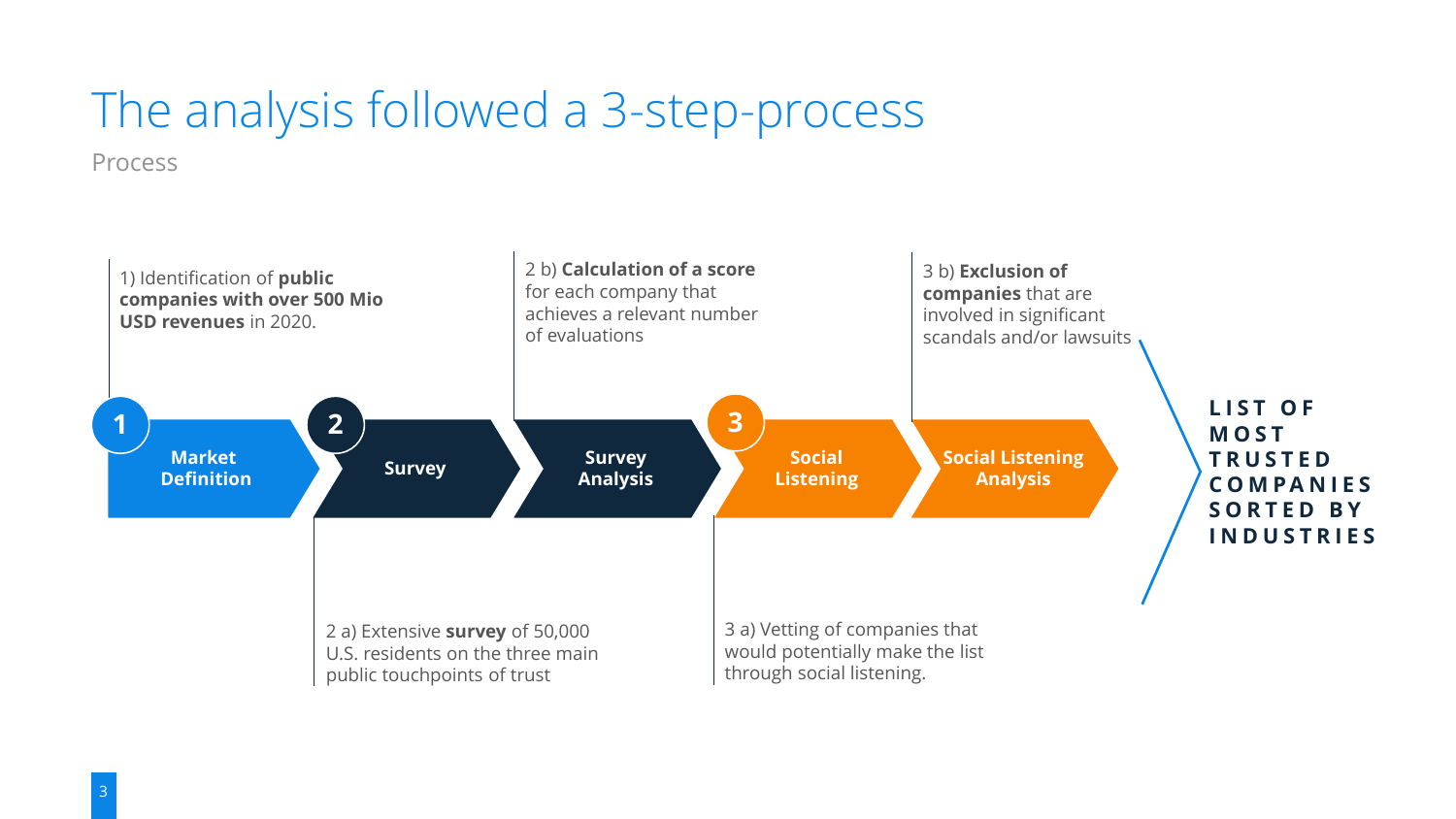# The analysis followed a 3-step-process

Process

**1 Market Definition**

1) Identification of **public companies with over 500 Mio USD revenues** in 2020.

**2 Survey**

2 a) Extensive **survey** of 50,000 U.S. residents on the three main public touchpoints of trust

**Survey Analysis**

2 b) **Calculation of a score** for each company that achieves a relevant number of evaluations

**3 Social Listening**

3 a) Vetting of companies that would potentially make the list through social listening.

**Social Listening Analysis**

3 b) **Exclusion of companies** that are involved in significant scandals and/or lawsuits

**LIST OF MOST TRUSTED COMPANIES SORTED BY INDUSTRIES**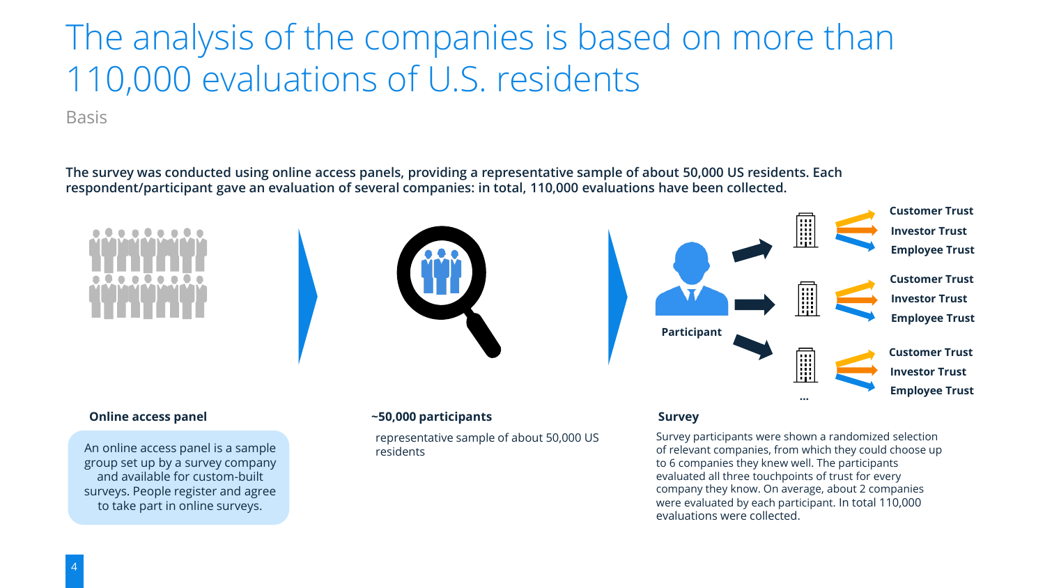# The analysis of the companies is based on more than 110,000 evaluations of U.S. residents

Basis

**The survey was conducted using online access panels, providing a representative sample of about 50,000 US residents. Each respondent/participant gave an evaluation of several companies: in total, 110,000 evaluations have been collected.**

Participant

Customer Trust
Investor Trust
Employee Trust

Customer Trust
Investor Trust
Employee Trust

Customer Trust
Investor Trust
Employee Trust

...

**Online access panel**

An online access panel is a sample group set up by a survey company and available for custom-built surveys. People register and agree to take part in online surveys.

**~50,000 participants**

representative sample of about 50,000 US residents

**Survey**

Survey participants were shown a randomized selection of relevant companies, from which they could choose up to 6 companies they knew well. The participants evaluated all three touchpoints of trust for every company they know. On average, about 2 companies were evaluated by each participant. In total 110,000 evaluations were collected.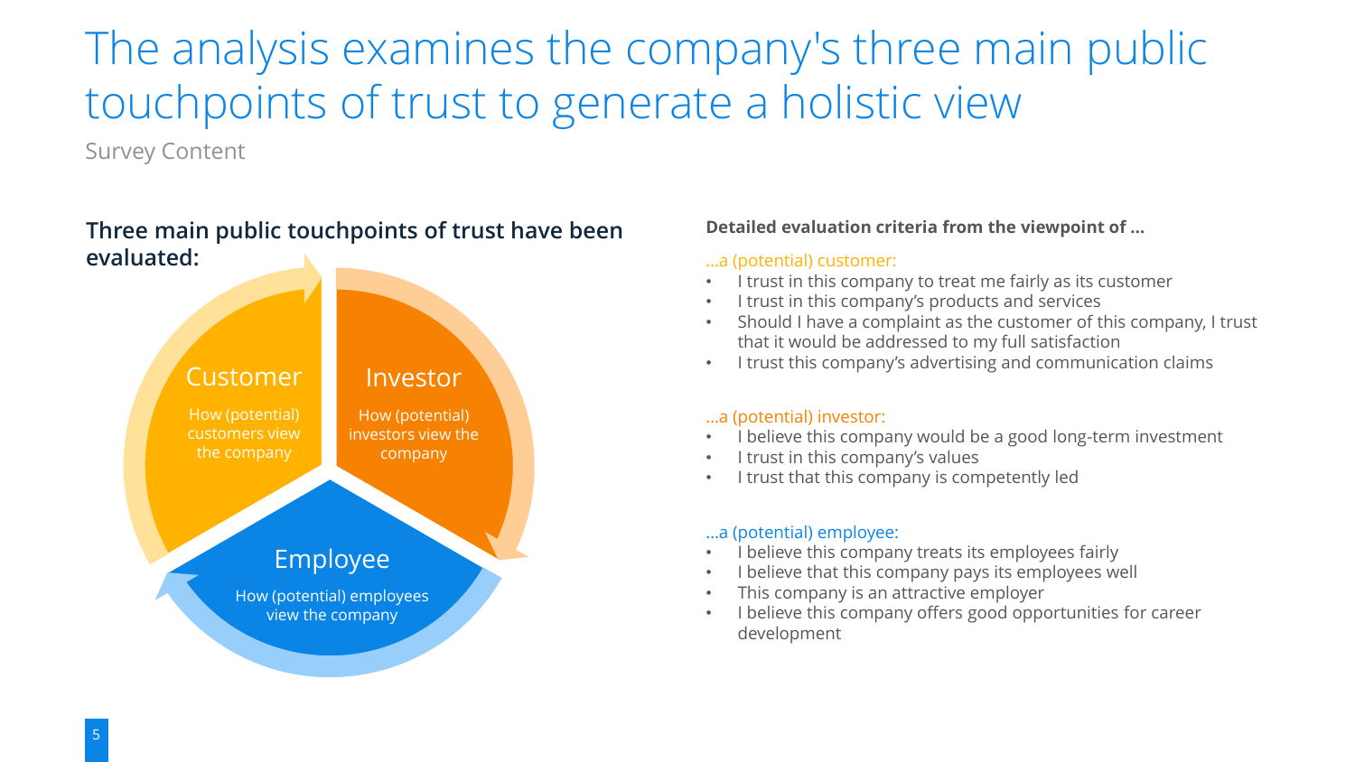# The analysis examines the company's three main public touchpoints of trust to generate a holistic view

Survey Content

**Three main public touchpoints of trust have been evaluated:**

Customer
How (potential) customers view the company

Investor
How (potential) investors view the company

Employee
How (potential) employees view the company

**Detailed evaluation criteria from the viewpoint of …**

…a (potential) customer:

- I trust in this company to treat me fairly as its customer
- I trust in this company's products and services
- Should I have a complaint as the customer of this company, I trust that it would be addressed to my full satisfaction
- I trust this company's advertising and communication claims

…a (potential) investor:

- I believe this company would be a good long-term investment
- I trust in this company's values
- I trust that this company is competently led

…a (potential) employee:

- I believe this company treats its employees fairly
- I believe that this company pays its employees well
- This company is an attractive employer
- I believe this company offers good opportunities for career development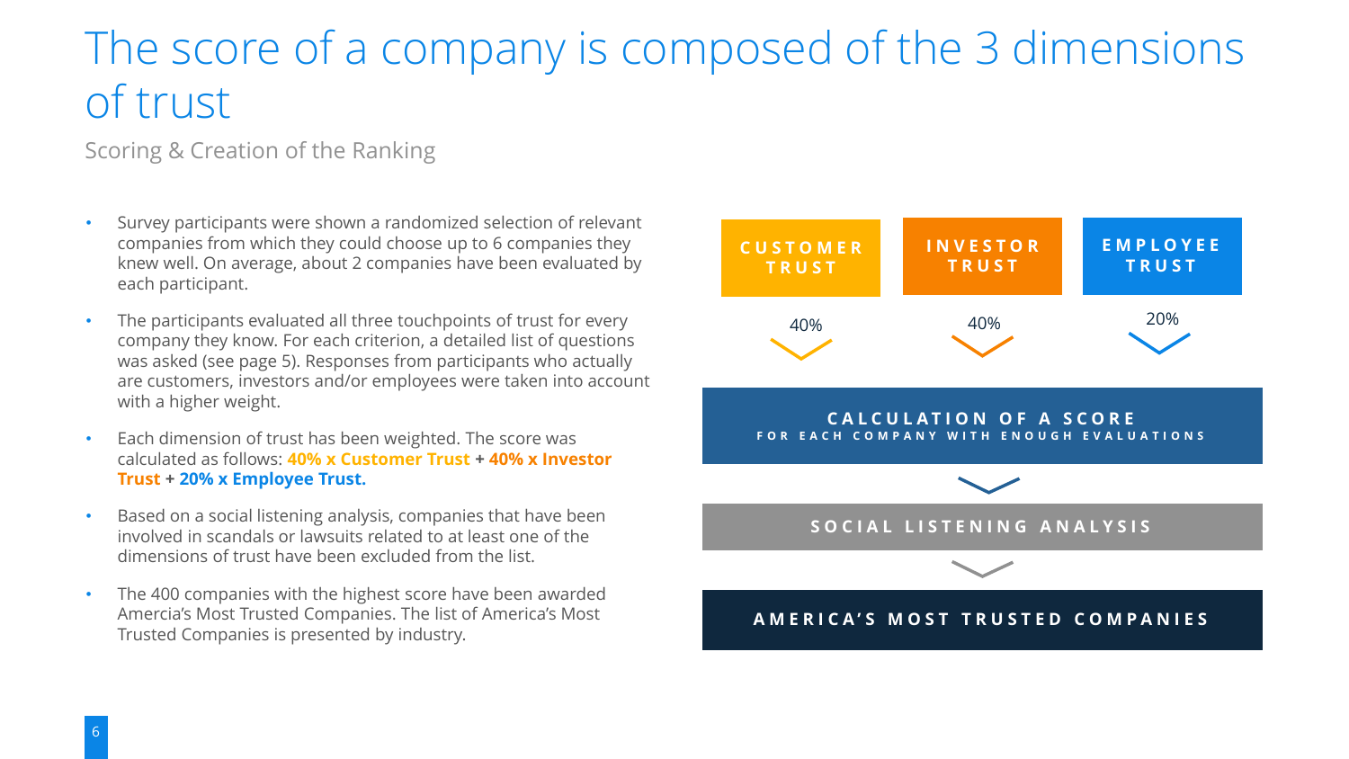# The score of a company is composed of the 3 dimensions of trust

Scoring & Creation of the Ranking

- Survey participants were shown a randomized selection of relevant companies from which they could choose up to 6 companies they knew well. On average, about 2 companies have been evaluated by each participant.
- The participants evaluated all three touchpoints of trust for every company they know. For each criterion, a detailed list of questions was asked (see page 5). Responses from participants who actually are customers, investors and/or employees were taken into account with a higher weight.
- Each dimension of trust has been weighted. The score was calculated as follows: **40% x Customer Trust** + **40% x Investor Trust** + **20% x Employee Trust.**
- Based on a social listening analysis, companies that have been involved in scandals or lawsuits related to at least one of the dimensions of trust have been excluded from the list.
- The 400 companies with the highest score have been awarded Amercia's Most Trusted Companies. The list of America's Most Trusted Companies is presented by industry.

CUSTOMER TRUST — 40%

INVESTOR TRUST — 40%

EMPLOYEE TRUST — 20%

CALCULATION OF A SCORE
FOR EACH COMPANY WITH ENOUGH EVALUATIONS

SOCIAL LISTENING ANALYSIS

AMERICA'S MOST TRUSTED COMPANIES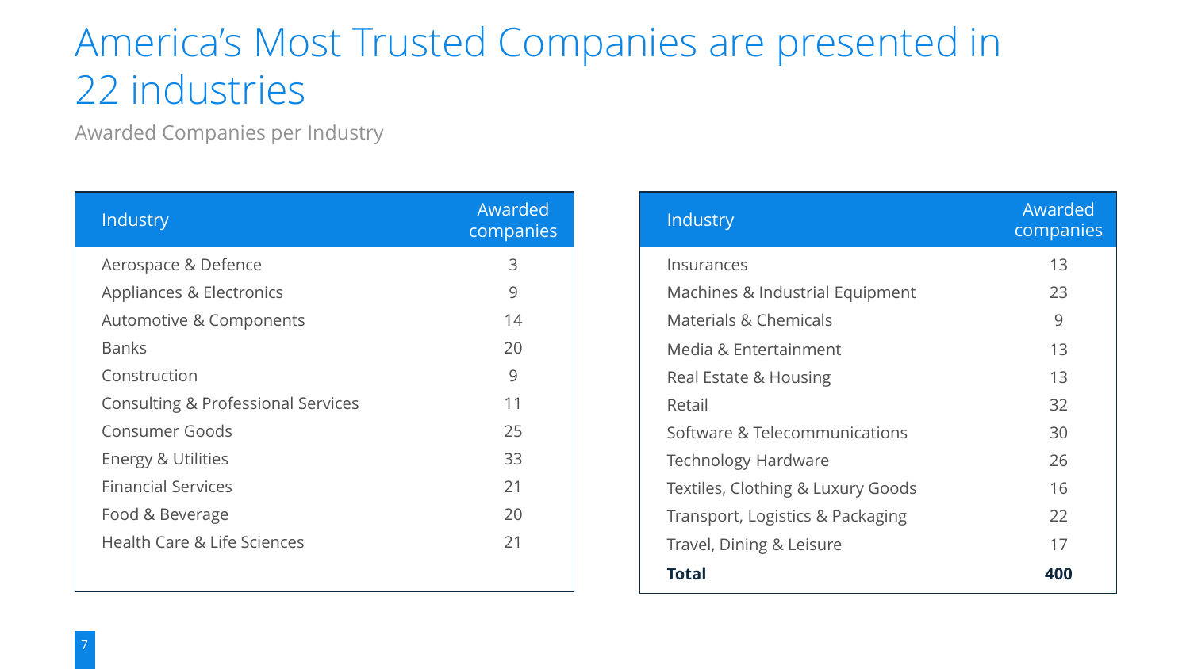# America's Most Trusted Companies are presented in 22 industries

Awarded Companies per Industry

| Industry | Awarded companies |
|---|---|
| Aerospace & Defence | 3 |
| Appliances & Electronics | 9 |
| Automotive & Components | 14 |
| Banks | 20 |
| Construction | 9 |
| Consulting & Professional Services | 11 |
| Consumer Goods | 25 |
| Energy & Utilities | 33 |
| Financial Services | 21 |
| Food & Beverage | 20 |
| Health Care & Life Sciences | 21 |

| Industry | Awarded companies |
|---|---|
| Insurances | 13 |
| Machines & Industrial Equipment | 23 |
| Materials & Chemicals | 9 |
| Media & Entertainment | 13 |
| Real Estate & Housing | 13 |
| Retail | 32 |
| Software & Telecommunications | 30 |
| Technology Hardware | 26 |
| Textiles, Clothing & Luxury Goods | 16 |
| Transport, Logistics & Packaging | 22 |
| Travel, Dining & Leisure | 17 |
| **Total** | **400** |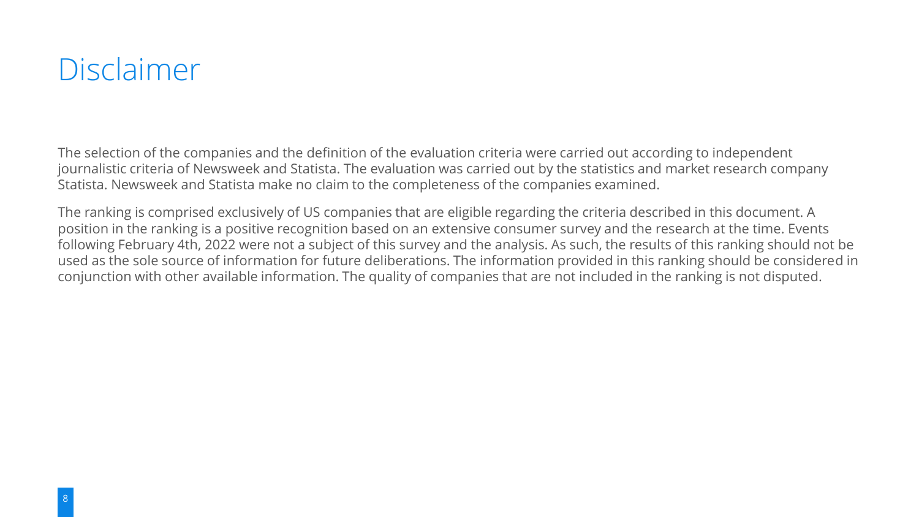# Disclaimer

The selection of the companies and the definition of the evaluation criteria were carried out according to independent journalistic criteria of Newsweek and Statista. The evaluation was carried out by the statistics and market research company Statista. Newsweek and Statista make no claim to the completeness of the companies examined.

The ranking is comprised exclusively of US companies that are eligible regarding the criteria described in this document. A position in the ranking is a positive recognition based on an extensive consumer survey and the research at the time. Events following February 4th, 2022 were not a subject of this survey and the analysis. As such, the results of this ranking should not be used as the sole source of information for future deliberations. The information provided in this ranking should be considered in conjunction with other available information. The quality of companies that are not included in the ranking is not disputed.